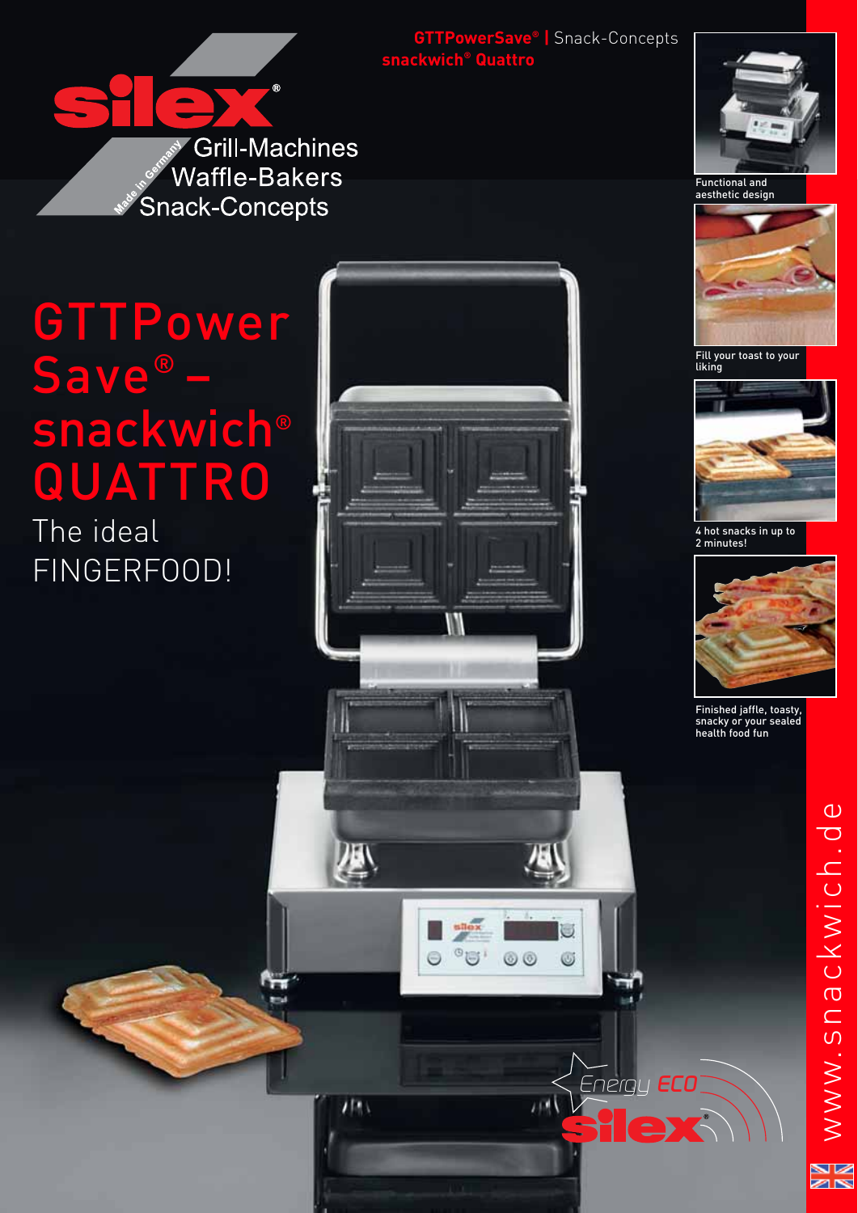**GTTPowerSave®** | Snack-Concepts
**snackwich® Quattro**

silex®

Made in Germany

Grill-Machines
Waffle-Bakers
Snack-Concepts

# GTTPower Save® – snackwich® QUATTRO

The ideal FINGERFOOD!

Functional and aesthetic design

Fill your toast to your liking

4 hot snacks in up to 2 minutes!

Finished jaffle, toasty, snacky or your sealed health food fun

Energy ECO silex®

www.snackwich.de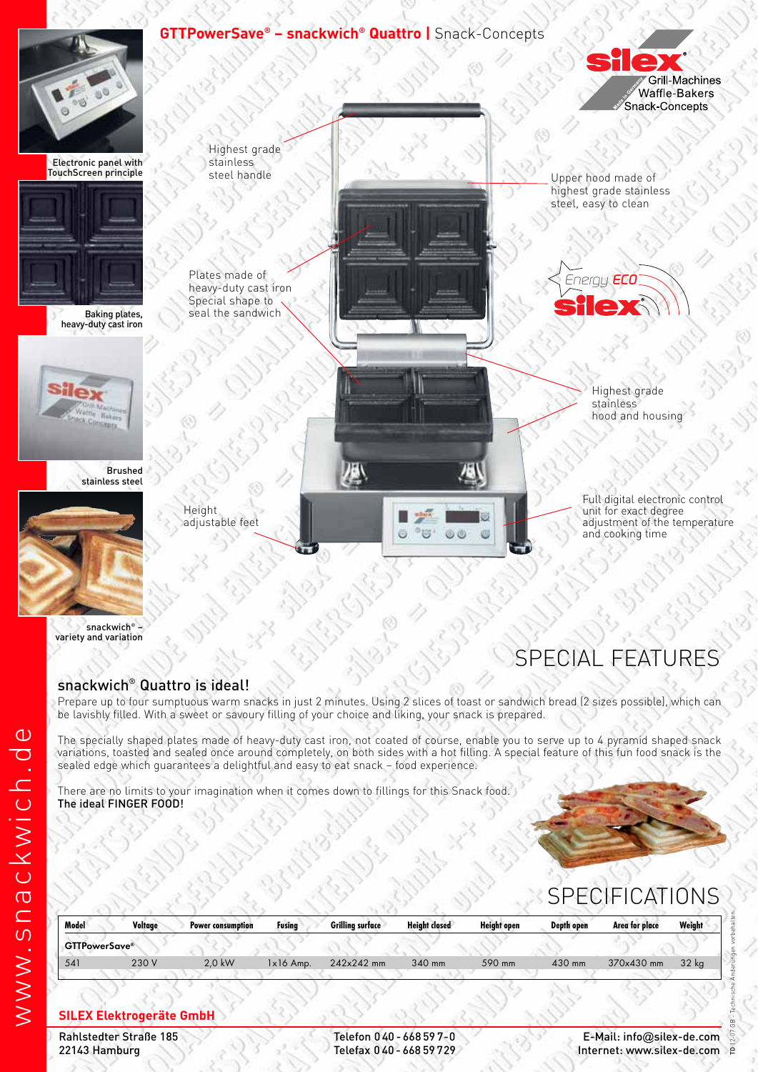# GTTPowerSave® – snackwich® Quattro | Snack-Concepts

silex® Grill-Machines Waffle-Bakers Snack-Concepts

Electronic panel with TouchScreen principle

Baking plates, heavy-duty cast iron

Brushed stainless steel

snackwich® – variety and variation

Highest grade stainless steel handle

Plates made of heavy-duty cast iron Special shape to seal the sandwich

Height adjustable feet

Upper hood made of highest grade stainless steel, easy to clean

Energy ECO silex

Highest grade stainless hood and housing

Full digital electronic control unit for exact degree adjustment of the temperature and cooking time

## SPECIAL FEATURES

### snackwich® Quattro is ideal!

Prepare up to four sumptuous warm snacks in just 2 minutes. Using 2 slices of toast or sandwich bread (2 sizes possible), which can be lavishly filled. With a sweet or savoury filling of your choice and liking, your snack is prepared.

The specially shaped plates made of heavy-duty cast iron, not coated of course, enable you to serve up to 4 pyramid shaped snack variations, toasted and sealed once around completely, on both sides with a hot filling. A special feature of this fun food snack is the sealed edge which guarantees a delightful and easy to eat snack – food experience.

There are no limits to your imagination when it comes down to fillings for this Snack food.
**The ideal FINGER FOOD!**

## SPECIFICATIONS

| Model | Voltage | Power consumption | Fusing | Grilling surface | Height closed | Height open | Depth open | Area for place | Weight |
|---|---|---|---|---|---|---|---|---|---|
| **GTTPowerSave®** | | | | | | | | | |
| 541 | 230 V | 2,0 kW | 1x16 Amp. | 242x242 mm | 340 mm | 590 mm | 430 mm | 370x430 mm | 32 kg |

**SILEX Elektrogeräte GmbH**

Rahlstedter Straße 185
22143 Hamburg

Telefon 0 40 - 668 59 7-0
Telefax 0 40 - 668 59 729

E-Mail: info@silex-de.com
Internet: www.silex-de.com

www.snackwich.de

TD 12-07 GB - Technische Änderungen vorbehalten.